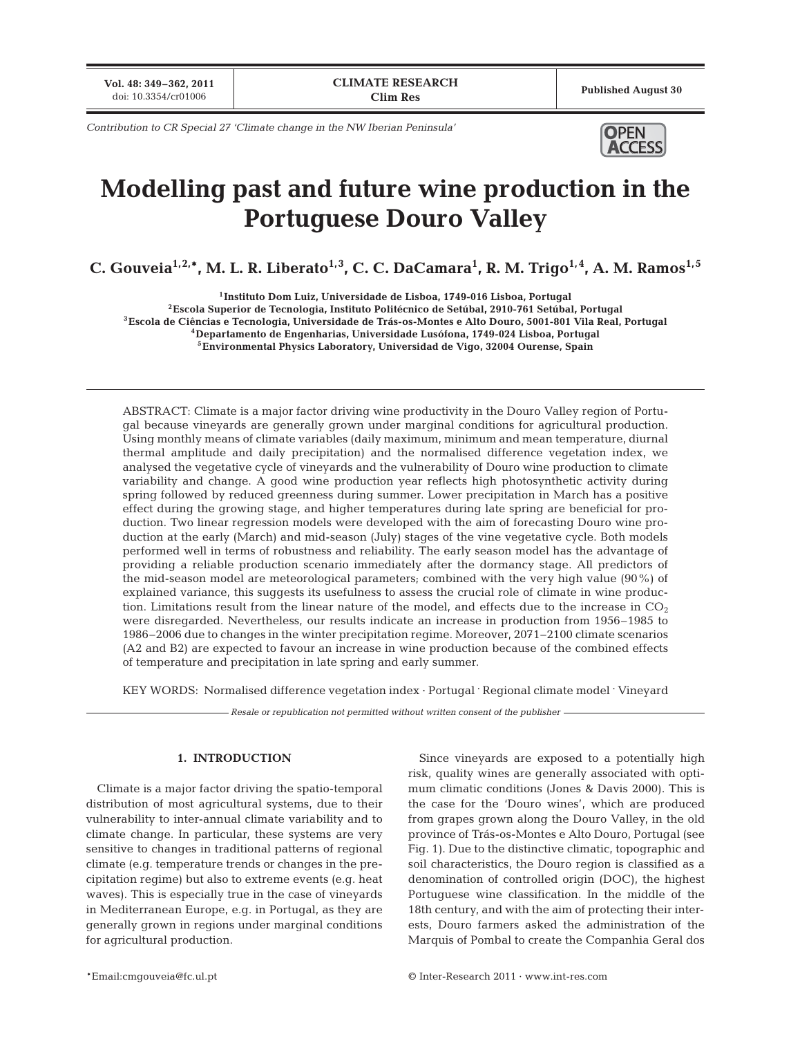*Contribution to CR Special 27 'Climate change in the NW Iberian Peninsula'*

# Modelling past and future wine production in the Portuguese Douro Valley

**C. Gouveia[1,2,*], M. L. R. Liberato[1,3], C. C. DaCamara[1], R. M. Trigo[1,4], A. M. Ramos[1,5]**

[1]Instituto Dom Luiz, Universidade de Lisboa, 1749-016 Lisboa, Portugal
[2]Escola Superior de Tecnologia, Instituto Politécnico de Setúbal, 2910-761 Setúbal, Portugal
[3]Escola de Ciências e Tecnologia, Universidade de Trás-os-Montes e Alto Douro, 5001-801 Vila Real, Portugal
[4]Departamento de Engenharias, Universidade Lusófona, 1749-024 Lisboa, Portugal
[5]Environmental Physics Laboratory, Universidad de Vigo, 32004 Ourense, Spain

ABSTRACT: Climate is a major factor driving wine productivity in the Douro Valley region of Portugal because vineyards are generally grown under marginal conditions for agricultural production. Using monthly means of climate variables (daily maximum, minimum and mean temperature, diurnal thermal amplitude and daily precipitation) and the normalised difference vegetation index, we analysed the vegetative cycle of vineyards and the vulnerability of Douro wine production to climate variability and change. A good wine production year reflects high photosynthetic activity during spring followed by reduced greenness during summer. Lower precipitation in March has a positive effect during the growing stage, and higher temperatures during late spring are beneficial for production. Two linear regression models were developed with the aim of forecasting Douro wine production at the early (March) and mid-season (July) stages of the vine vegetative cycle. Both models performed well in terms of robustness and reliability. The early season model has the advantage of providing a reliable production scenario immediately after the dormancy stage. All predictors of the mid-season model are meteorological parameters; combined with the very high value (90%) of explained variance, this suggests its usefulness to assess the crucial role of climate in wine production. Limitations result from the linear nature of the model, and effects due to the increase in $CO_2$ were disregarded. Nevertheless, our results indicate an increase in production from 1956–1985 to 1986–2006 due to changes in the winter precipitation regime. Moreover, 2071–2100 climate scenarios (A2 and B2) are expected to favour an increase in wine production because of the combined effects of temperature and precipitation in late spring and early summer.

KEY WORDS: Normalised difference vegetation index · Portugal · Regional climate model · Vineyard

*Resale or republication not permitted without written consent of the publisher*

## 1. INTRODUCTION

Climate is a major factor driving the spatio-temporal distribution of most agricultural systems, due to their vulnerability to inter-annual climate variability and to climate change. In particular, these systems are very sensitive to changes in traditional patterns of regional climate (e.g. temperature trends or changes in the precipitation regime) but also to extreme events (e.g. heat waves). This is especially true in the case of vineyards in Mediterranean Europe, e.g. in Portugal, as they are generally grown in regions under marginal conditions for agricultural production.

Since vineyards are exposed to a potentially high risk, quality wines are generally associated with optimum climatic conditions (Jones & Davis 2000). This is the case for the 'Douro wines', which are produced from grapes grown along the Douro Valley, in the old province of Trás-os-Montes e Alto Douro, Portugal (see Fig. 1). Due to the distinctive climatic, topographic and soil characteristics, the Douro region is classified as a denomination of controlled origin (DOC), the highest Portuguese wine classification. In the middle of the 18th century, and with the aim of protecting their interests, Douro farmers asked the administration of the Marquis of Pombal to create the Companhia Geral dos

*Email:cmgouveia@fc.ul.pt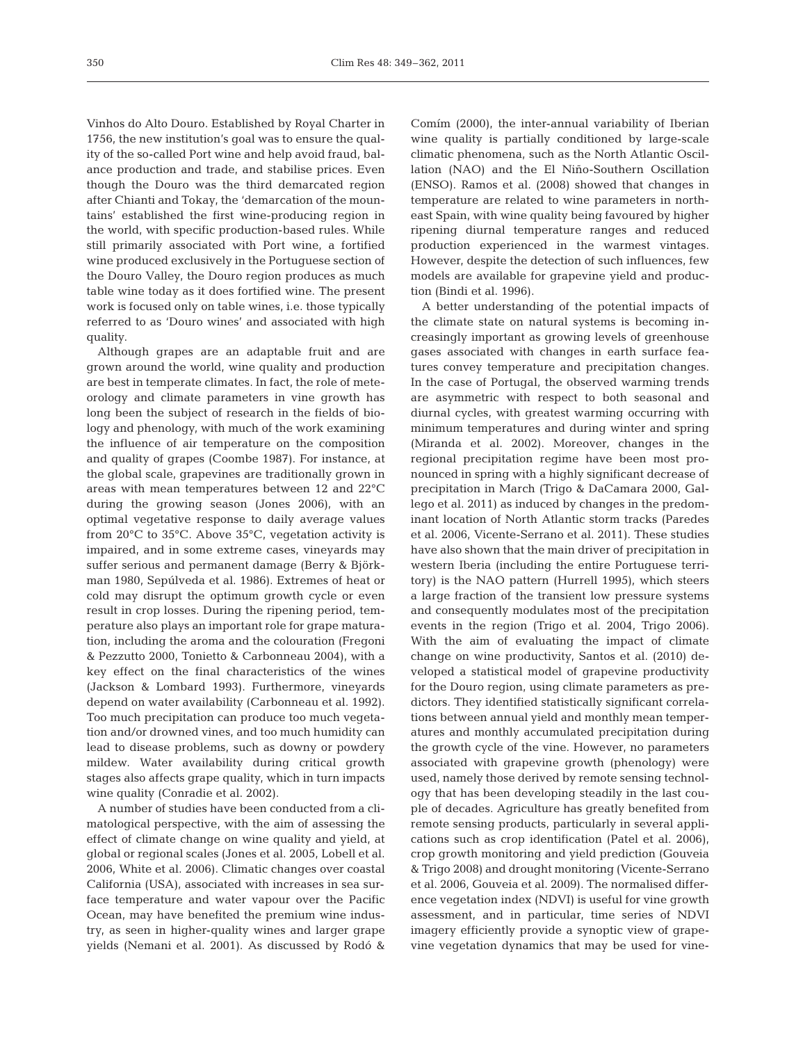Vinhos do Alto Douro. Established by Royal Charter in 1756, the new institution's goal was to ensure the quality of the so-called Port wine and help avoid fraud, balance production and trade, and stabilise prices. Even though the Douro was the third demarcated region after Chianti and Tokay, the 'demarcation of the mountains' established the first wine-producing region in the world, with specific production-based rules. While still primarily associated with Port wine, a fortified wine produced exclusively in the Portuguese section of the Douro Valley, the Douro region produces as much table wine today as it does fortified wine. The present work is focused only on table wines, i.e. those typically referred to as 'Douro wines' and associated with high quality.

Although grapes are an adaptable fruit and are grown around the world, wine quality and production are best in temperate climates. In fact, the role of meteorology and climate parameters in vine growth has long been the subject of research in the fields of biology and phenology, with much of the work examining the influence of air temperature on the composition and quality of grapes (Coombe 1987). For instance, at the global scale, grapevines are traditionally grown in areas with mean temperatures between 12 and 22°C during the growing season (Jones 2006), with an optimal vegetative response to daily average values from 20°C to 35°C. Above 35°C, vegetation activity is impaired, and in some extreme cases, vineyards may suffer serious and permanent damage (Berry & Björkman 1980, Sepúlveda et al. 1986). Extremes of heat or cold may disrupt the optimum growth cycle or even result in crop losses. During the ripening period, temperature also plays an important role for grape maturation, including the aroma and the colouration (Fregoni & Pezzutto 2000, Tonietto & Carbonneau 2004), with a key effect on the final characteristics of the wines (Jackson & Lombard 1993). Furthermore, vineyards depend on water availability (Carbonneau et al. 1992). Too much precipitation can produce too much vegetation and/or drowned vines, and too much humidity can lead to disease problems, such as downy or powdery mildew. Water availability during critical growth stages also affects grape quality, which in turn impacts wine quality (Conradie et al. 2002).

A number of studies have been conducted from a climatological perspective, with the aim of assessing the effect of climate change on wine quality and yield, at global or regional scales (Jones et al. 2005, Lobell et al. 2006, White et al. 2006). Climatic changes over coastal California (USA), associated with increases in sea surface temperature and water vapour over the Pacific Ocean, may have benefited the premium wine industry, as seen in higher-quality wines and larger grape yields (Nemani et al. 2001). As discussed by Rodó & Comím (2000), the inter-annual variability of Iberian wine quality is partially conditioned by large-scale climatic phenomena, such as the North Atlantic Oscillation (NAO) and the El Niño-Southern Oscillation (ENSO). Ramos et al. (2008) showed that changes in temperature are related to wine parameters in northeast Spain, with wine quality being favoured by higher ripening diurnal temperature ranges and reduced production experienced in the warmest vintages. However, despite the detection of such influences, few models are available for grapevine yield and production (Bindi et al. 1996).

A better understanding of the potential impacts of the climate state on natural systems is becoming increasingly important as growing levels of greenhouse gases associated with changes in earth surface features convey temperature and precipitation changes. In the case of Portugal, the observed warming trends are asymmetric with respect to both seasonal and diurnal cycles, with greatest warming occurring with minimum temperatures and during winter and spring (Miranda et al. 2002). Moreover, changes in the regional precipitation regime have been most pronounced in spring with a highly significant decrease of precipitation in March (Trigo & DaCamara 2000, Gallego et al. 2011) as induced by changes in the predominant location of North Atlantic storm tracks (Paredes et al. 2006, Vicente-Serrano et al. 2011). These studies have also shown that the main driver of precipitation in western Iberia (including the entire Portuguese territory) is the NAO pattern (Hurrell 1995), which steers a large fraction of the transient low pressure systems and consequently modulates most of the precipitation events in the region (Trigo et al. 2004, Trigo 2006). With the aim of evaluating the impact of climate change on wine productivity, Santos et al. (2010) developed a statistical model of grapevine productivity for the Douro region, using climate parameters as predictors. They identified statistically significant correlations between annual yield and monthly mean temperatures and monthly accumulated precipitation during the growth cycle of the vine. However, no parameters associated with grapevine growth (phenology) were used, namely those derived by remote sensing technology that has been developing steadily in the last couple of decades. Agriculture has greatly benefited from remote sensing products, particularly in several applications such as crop identification (Patel et al. 2006), crop growth monitoring and yield prediction (Gouveia & Trigo 2008) and drought monitoring (Vicente-Serrano et al. 2006, Gouveia et al. 2009). The normalised difference vegetation index (NDVI) is useful for vine growth assessment, and in particular, time series of NDVI imagery efficiently provide a synoptic view of grapevine vegetation dynamics that may be used for vine-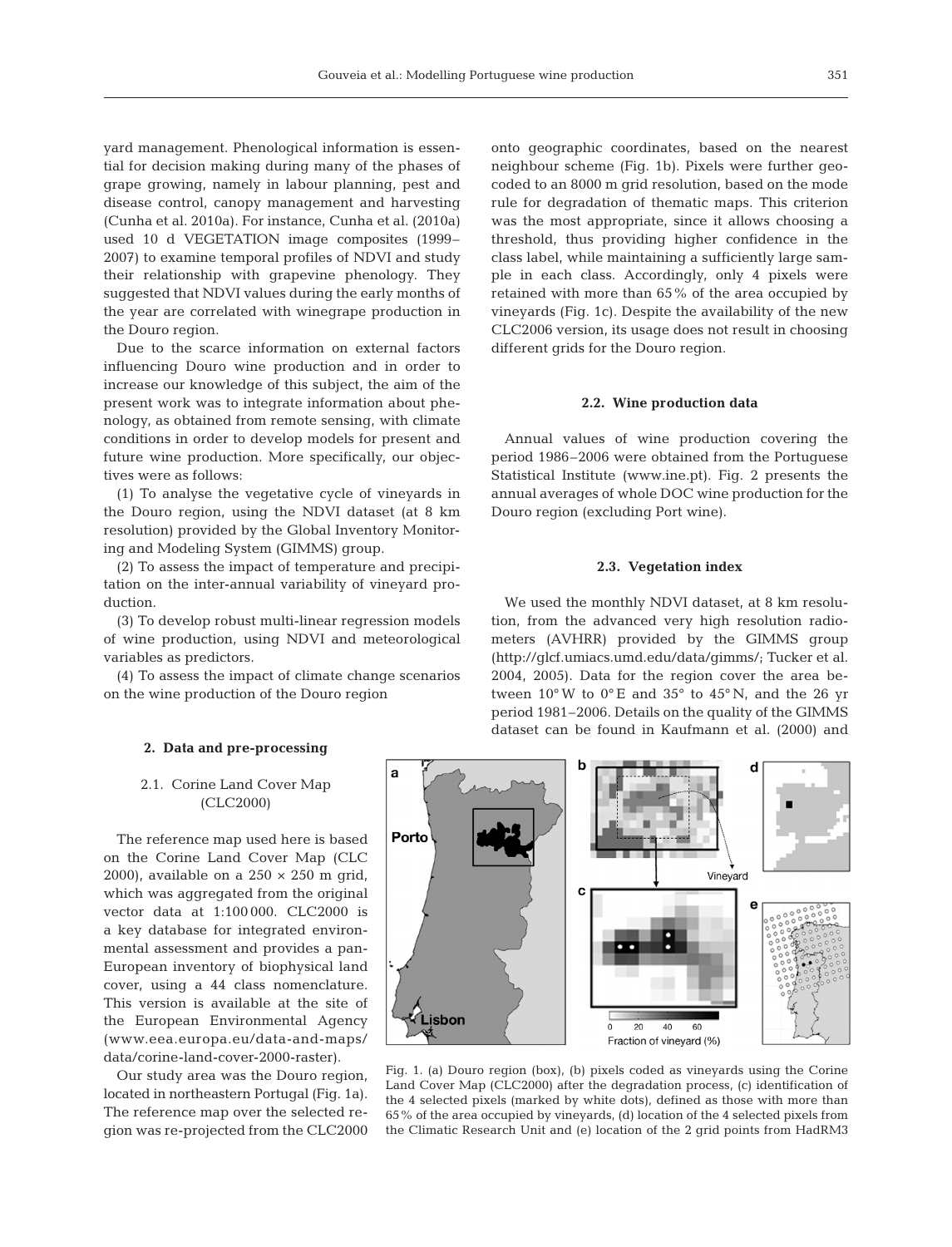yard management. Phenological information is essential for decision making during many of the phases of grape growing, namely in labour planning, pest and disease control, canopy management and harvesting (Cunha et al. 2010a). For instance, Cunha et al. (2010a) used 10 d VEGETATION image composites (1999–2007) to examine temporal profiles of NDVI and study their relationship with grapevine phenology. They suggested that NDVI values during the early months of the year are correlated with winegrape production in the Douro region.

Due to the scarce information on external factors influencing Douro wine production and in order to increase our knowledge of this subject, the aim of the present work was to integrate information about phenology, as obtained from remote sensing, with climate conditions in order to develop models for present and future wine production. More specifically, our objectives were as follows:

(1) To analyse the vegetative cycle of vineyards in the Douro region, using the NDVI dataset (at 8 km resolution) provided by the Global Inventory Monitoring and Modeling System (GIMMS) group.

(2) To assess the impact of temperature and precipitation on the inter-annual variability of vineyard production.

(3) To develop robust multi-linear regression models of wine production, using NDVI and meteorological variables as predictors.

(4) To assess the impact of climate change scenarios on the wine production of the Douro region

## 2. Data and pre-processing

### 2.1. Corine Land Cover Map (CLC2000)

The reference map used here is based on the Corine Land Cover Map (CLC 2000), available on a 250 × 250 m grid, which was aggregated from the original vector data at 1:100 000. CLC2000 is a key database for integrated environmental assessment and provides a pan-European inventory of biophysical land cover, using a 44 class nomenclature. This version is available at the site of the European Environmental Agency (www.eea.europa.eu/data-and-maps/data/corine-land-cover-2000-raster).

Our study area was the Douro region, located in northeastern Portugal (Fig. 1a). The reference map over the selected region was re-projected from the CLC2000 onto geographic coordinates, based on the nearest neighbour scheme (Fig. 1b). Pixels were further geocoded to an 8000 m grid resolution, based on the mode rule for degradation of thematic maps. This criterion was the most appropriate, since it allows choosing a threshold, thus providing higher confidence in the class label, while maintaining a sufficiently large sample in each class. Accordingly, only 4 pixels were retained with more than 65% of the area occupied by vineyards (Fig. 1c). Despite the availability of the new CLC2006 version, its usage does not result in choosing different grids for the Douro region.

### 2.2. Wine production data

Annual values of wine production covering the period 1986–2006 were obtained from the Portuguese Statistical Institute (www.ine.pt). Fig. 2 presents the annual averages of whole DOC wine production for the Douro region (excluding Port wine).

### 2.3. Vegetation index

We used the monthly NDVI dataset, at 8 km resolution, from the advanced very high resolution radiometers (AVHRR) provided by the GIMMS group (http://glcf.umiacs.umd.edu/data/gimms/; Tucker et al. 2004, 2005). Data for the region cover the area between 10° W to 0° E and 35° to 45° N, and the 26 yr period 1981–2006. Details on the quality of the GIMMS dataset can be found in Kaufmann et al. (2000) and

Fig. 1. (a) Douro region (box), (b) pixels coded as vineyards using the Corine Land Cover Map (CLC2000) after the degradation process, (c) identification of the 4 selected pixels (marked by white dots), defined as those with more than 65% of the area occupied by vineyards, (d) location of the 4 selected pixels from the Climatic Research Unit and (e) location of the 2 grid points from HadRM3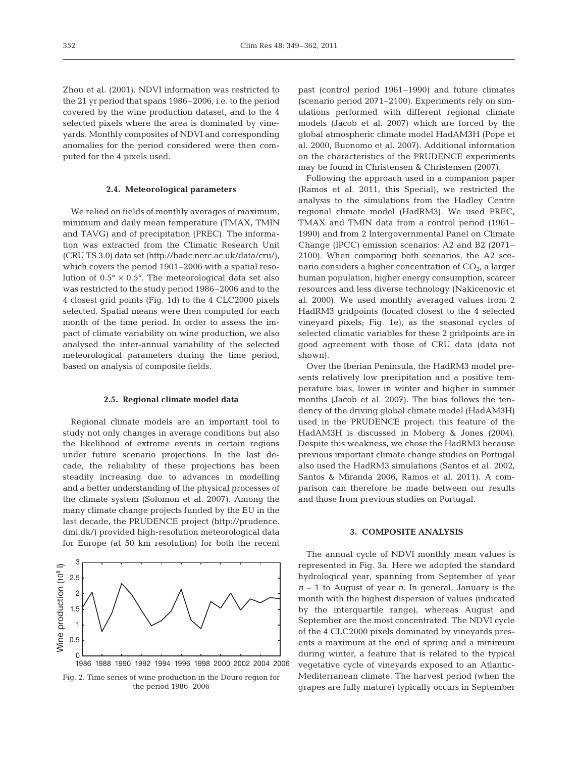Zhou et al. (2001). NDVI information was restricted to the 21 yr period that spans 1986–2006, i.e. to the period covered by the wine production dataset, and to the 4 selected pixels where the area is dominated by vineyards. Monthly composites of NDVI and corresponding anomalies for the period considered were then computed for the 4 pixels used.

### 2.4. Meteorological parameters

We relied on fields of monthly averages of maximum, minimum and daily mean temperature (TMAX, TMIN and TAVG) and of precipitation (PREC). The information was extracted from the Climatic Research Unit (CRU TS 3.0) data set (http://badc.nerc.ac.uk/data/cru/), which covers the period 1901–2006 with a spatial resolution of $0.5° \times 0.5°$. The meteorological data set also was restricted to the study period 1986–2006 and to the 4 closest grid points (Fig. 1d) to the 4 CLC2000 pixels selected. Spatial means were then computed for each month of the time period. In order to assess the impact of climate variability on wine production, we also analysed the inter-annual variability of the selected meteorological parameters during the time period, based on analysis of composite fields.

### 2.5. Regional climate model data

Regional climate models are an important tool to study not only changes in average conditions but also the likelihood of extreme events in certain regions under future scenario projections. In the last decade, the reliability of these projections has been steadily increasing due to advances in modelling and a better understanding of the physical processes of the climate system (Solomon et al. 2007). Among the many climate change projects funded by the EU in the last decade, the PRUDENCE project (http://prudence.dmi.dk/) provided high-resolution meteorological data for Europe (at 50 km resolution) for both the recent past (control period 1961–1990) and future climates (scenario period 2071–2100). Experiments rely on simulations performed with different regional climate models (Jacob et al. 2007) which are forced by the global atmospheric climate model HadAM3H (Pope et al. 2000, Buonomo et al. 2007). Additional information on the characteristics of the PRUDENCE experiments may be found in Christensen & Christensen (2007).

Following the approach used in a companion paper (Ramos et al. 2011, this Special), we restricted the analysis to the simulations from the Hadley Centre regional climate model (HadRM3). We used PREC, TMAX and TMIN data from a control period (1961–1990) and from 2 Intergovernmental Panel on Climate Change (IPCC) emission scenarios: A2 and B2 (2071–2100). When comparing both scenarios, the A2 scenario considers a higher concentration of $CO_2$, a larger human population, higher energy consumption, scarcer resources and less diverse technology (Nakicenovic et al. 2000). We used monthly averaged values from 2 HadRM3 gridpoints (located closest to the 4 selected vineyard pixels; Fig. 1e), as the seasonal cycles of selected climatic variables for these 2 gridpoints are in good agreement with those of CRU data (data not shown).

Over the Iberian Peninsula, the HadRM3 model presents relatively low precipitation and a positive temperature bias, lower in winter and higher in summer months (Jacob et al. 2007). The bias follows the tendency of the driving global climate model (HadAM3H) used in the PRUDENCE project; this feature of the HadAM3H is discussed in Moberg & Jones (2004). Despite this weakness, we chose the HadRM3 because previous important climate change studies on Portugal also used the HadRM3 simulations (Santos et al. 2002, Santos & Miranda 2006, Ramos et al. 2011). A comparison can therefore be made between our results and those from previous studies on Portugal.

Fig. 2. Time series of wine production in the Douro region for the period 1986–2006

## 3. COMPOSITE ANALYSIS

The annual cycle of NDVI monthly mean values is represented in Fig. 3a. Here we adopted the standard hydrological year, spanning from September of year $n - 1$ to August of year $n$. In general, January is the month with the highest dispersion of values (indicated by the interquartile range), whereas August and September are the most concentrated. The NDVI cycle of the 4 CLC2000 pixels dominated by vineyards presents a maximum at the end of spring and a minimum during winter, a feature that is related to the typical vegetative cycle of vineyards exposed to an Atlantic-Mediterranean climate. The harvest period (when the grapes are fully mature) typically occurs in September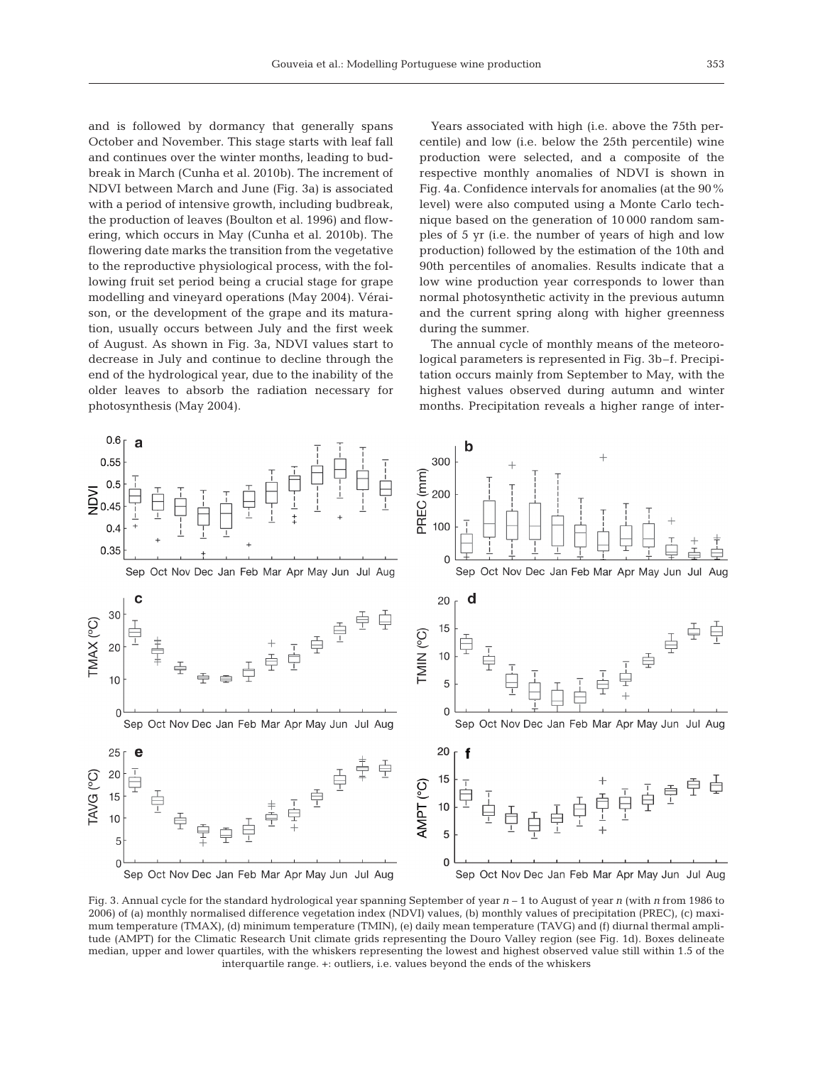and is followed by dormancy that generally spans October and November. This stage starts with leaf fall and continues over the winter months, leading to budbreak in March (Cunha et al. 2010b). The increment of NDVI between March and June (Fig. 3a) is associated with a period of intensive growth, including budbreak, the production of leaves (Boulton et al. 1996) and flowering, which occurs in May (Cunha et al. 2010b). The flowering date marks the transition from the vegetative to the reproductive physiological process, with the following fruit set period being a crucial stage for grape modelling and vineyard operations (May 2004). Véraison, or the development of the grape and its maturation, usually occurs between July and the first week of August. As shown in Fig. 3a, NDVI values start to decrease in July and continue to decline through the end of the hydrological year, due to the inability of the older leaves to absorb the radiation necessary for photosynthesis (May 2004).

Years associated with high (i.e. above the 75th percentile) and low (i.e. below the 25th percentile) wine production were selected, and a composite of the respective monthly anomalies of NDVI is shown in Fig. 4a. Confidence intervals for anomalies (at the 90% level) were also computed using a Monte Carlo technique based on the generation of 10 000 random samples of 5 yr (i.e. the number of years of high and low production) followed by the estimation of the 10th and 90th percentiles of anomalies. Results indicate that a low wine production year corresponds to lower than normal photosynthetic activity in the previous autumn and the current spring along with higher greenness during the summer.

The annual cycle of monthly means of the meteorological parameters is represented in Fig. 3b–f. Precipitation occurs mainly from September to May, with the highest values observed during autumn and winter months. Precipitation reveals a higher range of inter-

Fig. 3. Annual cycle for the standard hydrological year spanning September of year $n - 1$ to August of year $n$ (with $n$ from 1986 to 2006) of (a) monthly normalised difference vegetation index (NDVI) values, (b) monthly values of precipitation (PREC), (c) maximum temperature (TMAX), (d) minimum temperature (TMIN), (e) daily mean temperature (TAVG) and (f) diurnal thermal amplitude (AMPT) for the Climatic Research Unit climate grids representing the Douro Valley region (see Fig. 1d). Boxes delineate median, upper and lower quartiles, with the whiskers representing the lowest and highest observed value still within 1.5 of the interquartile range. +: outliers, i.e. values beyond the ends of the whiskers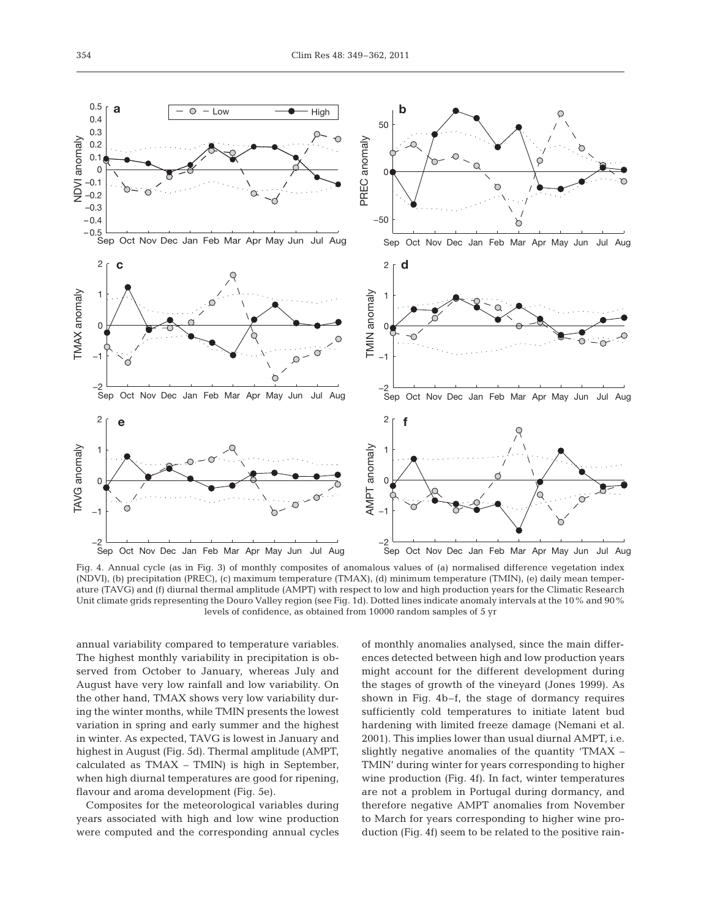Fig. 4. Annual cycle (as in Fig. 3) of monthly composites of anomalous values of (a) normalised difference vegetation index (NDVI), (b) precipitation (PREC), (c) maximum temperature (TMAX), (d) minimum temperature (TMIN), (e) daily mean temperature (TAVG) and (f) diurnal thermal amplitude (AMPT) with respect to low and high production years for the Climatic Research Unit climate grids representing the Douro Valley region (see Fig. 1d). Dotted lines indicate anomaly intervals at the 10% and 90% levels of confidence, as obtained from 10000 random samples of 5 yr

annual variability compared to temperature variables. The highest monthly variability in precipitation is observed from October to January, whereas July and August have very low rainfall and low variability. On the other hand, TMAX shows very low variability during the winter months, while TMIN presents the lowest variation in spring and early summer and the highest in winter. As expected, TAVG is lowest in January and highest in August (Fig. 5d). Thermal amplitude (AMPT, calculated as TMAX – TMIN) is high in September, when high diurnal temperatures are good for ripening, flavour and aroma development (Fig. 5e).

Composites for the meteorological variables during years associated with high and low wine production were computed and the corresponding annual cycles of monthly anomalies analysed, since the main differences detected between high and low production years might account for the different development during the stages of growth of the vineyard (Jones 1999). As shown in Fig. 4b–f, the stage of dormancy requires sufficiently cold temperatures to initiate latent bud hardening with limited freeze damage (Nemani et al. 2001). This implies lower than usual diurnal AMPT, i.e. slightly negative anomalies of the quantity 'TMAX – TMIN' during winter for years corresponding to higher wine production (Fig. 4f). In fact, winter temperatures are not a problem in Portugal during dormancy, and therefore negative AMPT anomalies from November to March for years corresponding to higher wine production (Fig. 4f) seem to be related to the positive rain-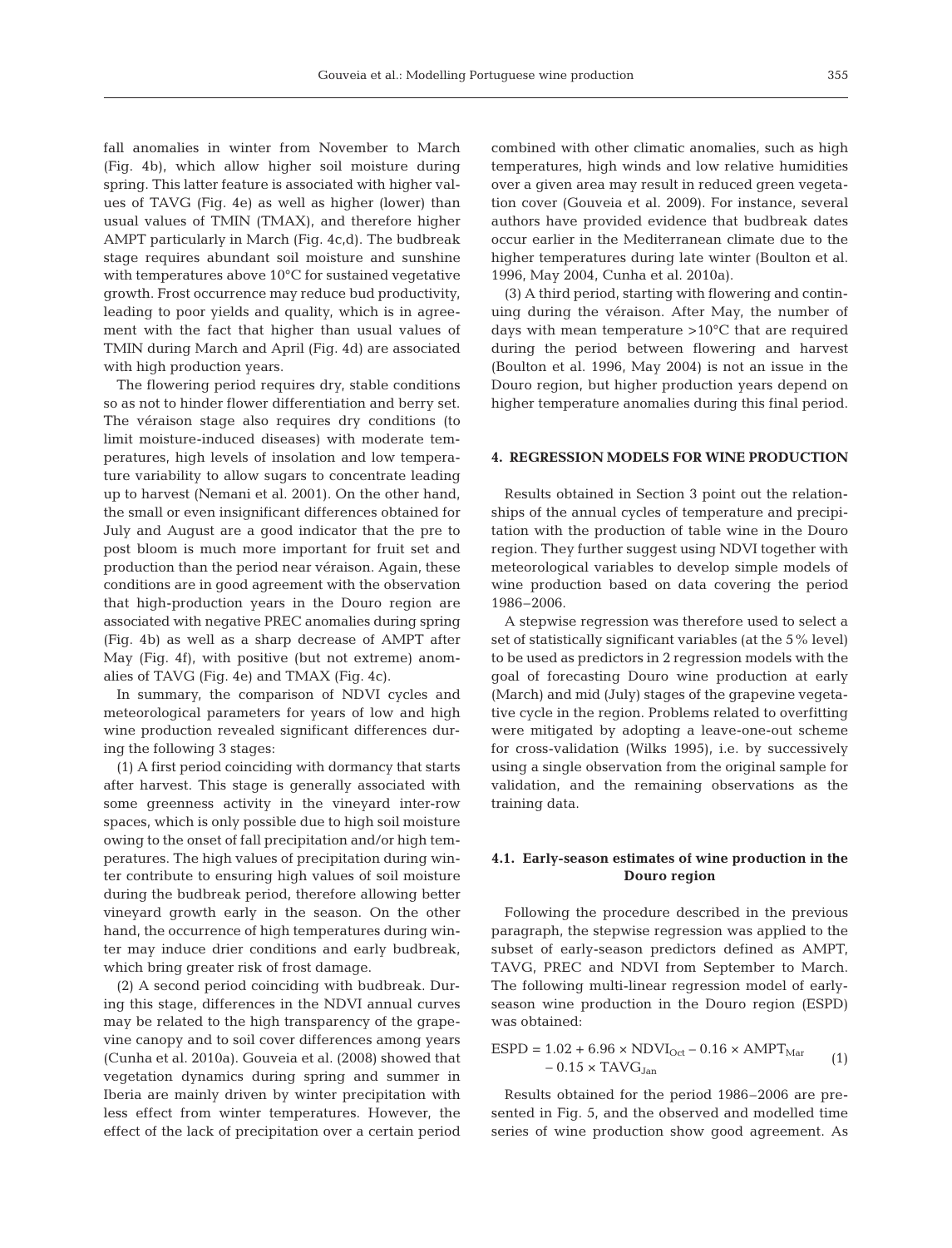fall anomalies in winter from November to March (Fig. 4b), which allow higher soil moisture during spring. This latter feature is associated with higher values of TAVG (Fig. 4e) as well as higher (lower) than usual values of TMIN (TMAX), and therefore higher AMPT particularly in March (Fig. 4c,d). The budbreak stage requires abundant soil moisture and sunshine with temperatures above 10°C for sustained vegetative growth. Frost occurrence may reduce bud productivity, leading to poor yields and quality, which is in agreement with the fact that higher than usual values of TMIN during March and April (Fig. 4d) are associated with high production years.

The flowering period requires dry, stable conditions so as not to hinder flower differentiation and berry set. The véraison stage also requires dry conditions (to limit moisture-induced diseases) with moderate temperatures, high levels of insolation and low temperature variability to allow sugars to concentrate leading up to harvest (Nemani et al. 2001). On the other hand, the small or even insignificant differences obtained for July and August are a good indicator that the pre to post bloom is much more important for fruit set and production than the period near véraison. Again, these conditions are in good agreement with the observation that high-production years in the Douro region are associated with negative PREC anomalies during spring (Fig. 4b) as well as a sharp decrease of AMPT after May (Fig. 4f), with positive (but not extreme) anomalies of TAVG (Fig. 4e) and TMAX (Fig. 4c).

In summary, the comparison of NDVI cycles and meteorological parameters for years of low and high wine production revealed significant differences during the following 3 stages:

(1) A first period coinciding with dormancy that starts after harvest. This stage is generally associated with some greenness activity in the vineyard inter-row spaces, which is only possible due to high soil moisture owing to the onset of fall precipitation and/or high temperatures. The high values of precipitation during winter contribute to ensuring high values of soil moisture during the budbreak period, therefore allowing better vineyard growth early in the season. On the other hand, the occurrence of high temperatures during winter may induce drier conditions and early budbreak, which bring greater risk of frost damage.

(2) A second period coinciding with budbreak. During this stage, differences in the NDVI annual curves may be related to the high transparency of the grapevine canopy and to soil cover differences among years (Cunha et al. 2010a). Gouveia et al. (2008) showed that vegetation dynamics during spring and summer in Iberia are mainly driven by winter precipitation with less effect from winter temperatures. However, the effect of the lack of precipitation over a certain period combined with other climatic anomalies, such as high temperatures, high winds and low relative humidities over a given area may result in reduced green vegetation cover (Gouveia et al. 2009). For instance, several authors have provided evidence that budbreak dates occur earlier in the Mediterranean climate due to the higher temperatures during late winter (Boulton et al. 1996, May 2004, Cunha et al. 2010a).

(3) A third period, starting with flowering and continuing during the véraison. After May, the number of days with mean temperature >10°C that are required during the period between flowering and harvest (Boulton et al. 1996, May 2004) is not an issue in the Douro region, but higher production years depend on higher temperature anomalies during this final period.

## 4. REGRESSION MODELS FOR WINE PRODUCTION

Results obtained in Section 3 point out the relationships of the annual cycles of temperature and precipitation with the production of table wine in the Douro region. They further suggest using NDVI together with meteorological variables to develop simple models of wine production based on data covering the period 1986–2006.

A stepwise regression was therefore used to select a set of statistically significant variables (at the 5% level) to be used as predictors in 2 regression models with the goal of forecasting Douro wine production at early (March) and mid (July) stages of the grapevine vegetative cycle in the region. Problems related to overfitting were mitigated by adopting a leave-one-out scheme for cross-validation (Wilks 1995), i.e. by successively using a single observation from the original sample for validation, and the remaining observations as the training data.

### 4.1. Early-season estimates of wine production in the Douro region

Following the procedure described in the previous paragraph, the stepwise regression was applied to the subset of early-season predictors defined as AMPT, TAVG, PREC and NDVI from September to March. The following multi-linear regression model of early-season wine production in the Douro region (ESPD) was obtained:

$$\text{ESPD} = 1.02 + 6.96 \times \text{NDVI}_{\text{Oct}} - 0.16 \times \text{AMPT}_{\text{Mar}} - 0.15 \times \text{TAVG}_{\text{Jan}} \tag{1}$$

Results obtained for the period 1986–2006 are presented in Fig. 5, and the observed and modelled time series of wine production show good agreement. As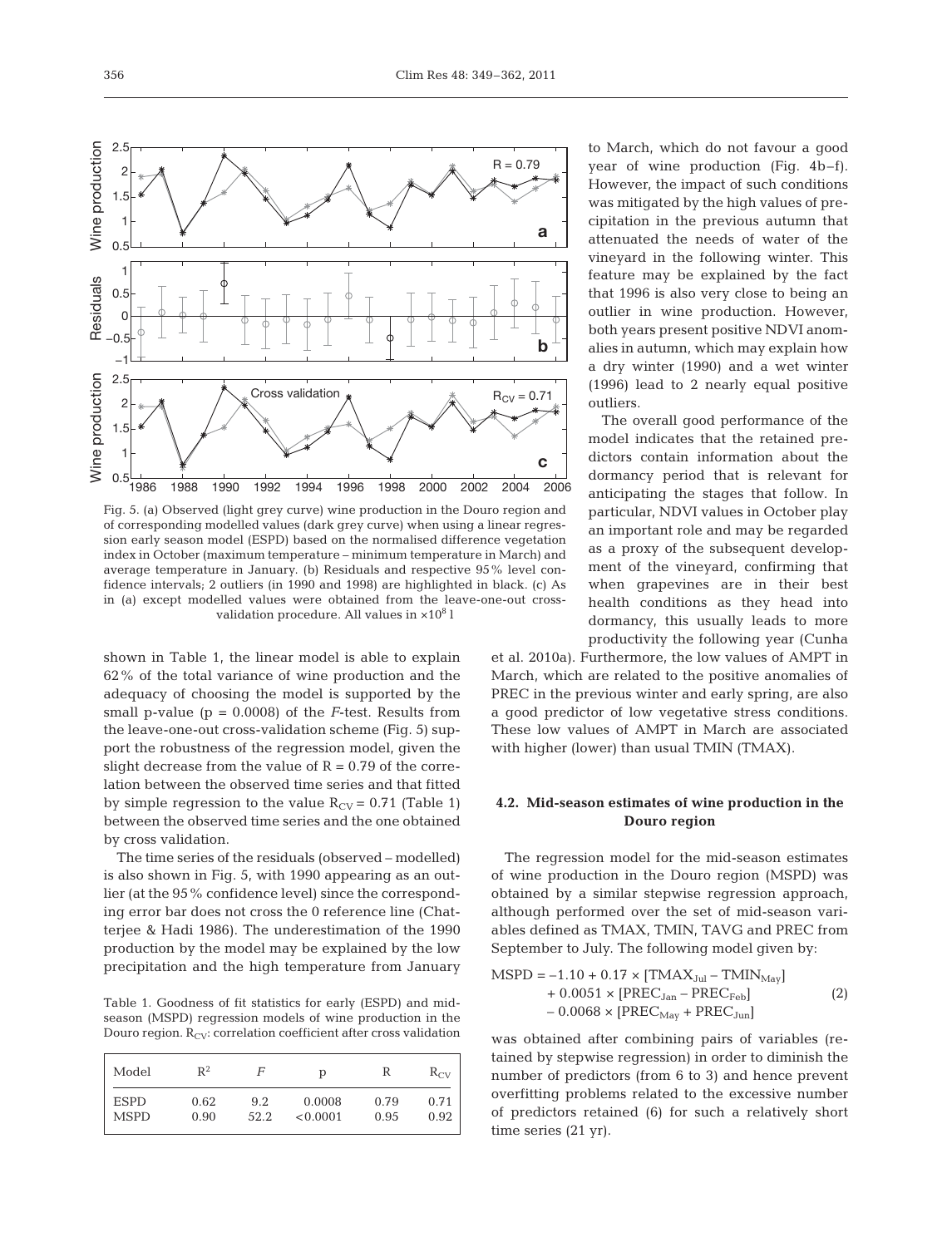Fig. 5. (a) Observed (light grey curve) wine production in the Douro region and of corresponding modelled values (dark grey curve) when using a linear regression early season model (ESPD) based on the normalised difference vegetation index in October (maximum temperature – minimum temperature in March) and average temperature in January. (b) Residuals and respective 95% level confidence intervals; 2 outliers (in 1990 and 1998) are highlighted in black. (c) As in (a) except modelled values were obtained from the leave-one-out cross-validation procedure. All values in $\times 10^8$ l

shown in Table 1, the linear model is able to explain 62% of the total variance of wine production and the adequacy of choosing the model is supported by the small p-value ($p = 0.0008$) of the $F$-test. Results from the leave-one-out cross-validation scheme (Fig. 5) support the robustness of the regression model, given the slight decrease from the value of $R = 0.79$ of the correlation between the observed time series and that fitted by simple regression to the value $R_{CV} = 0.71$ (Table 1) between the observed time series and the one obtained by cross validation.

The time series of the residuals (observed – modelled) is also shown in Fig. 5, with 1990 appearing as an outlier (at the 95% confidence level) since the corresponding error bar does not cross the 0 reference line (Chatterjee & Hadi 1986). The underestimation of the 1990 production by the model may be explained by the low precipitation and the high temperature from January to March, which do not favour a good year of wine production (Fig. 4b–f). However, the impact of such conditions was mitigated by the high values of precipitation in the previous autumn that attenuated the needs of water of the vineyard in the following winter. This feature may be explained by the fact that 1996 is also very close to being an outlier in wine production. However, both years present positive NDVI anomalies in autumn, which may explain how a dry winter (1990) and a wet winter (1996) lead to 2 nearly equal positive outliers.

The overall good performance of the model indicates that the retained predictors contain information about the dormancy period that is relevant for anticipating the stages that follow. In particular, NDVI values in October play an important role and may be regarded as a proxy of the subsequent development of the vineyard, confirming that when grapevines are in their best health conditions as they head into dormancy, this usually leads to more productivity the following year (Cunha et al. 2010a). Furthermore, the low values of AMPT in March, which are related to the positive anomalies of PREC in the previous winter and early spring, are also a good predictor of low vegetative stress conditions. These low values of AMPT in March are associated with higher (lower) than usual TMIN (TMAX).

Table 1. Goodness of fit statistics for early (ESPD) and mid-season (MSPD) regression models of wine production in the Douro region. $R_{CV}$: correlation coefficient after cross validation

| Model | $R^2$ | $F$ | p | R | $R_{CV}$ |
|---|---|---|---|---|---|
| ESPD | 0.62 | 9.2 | 0.0008 | 0.79 | 0.71 |
| MSPD | 0.90 | 52.2 | <0.0001 | 0.95 | 0.92 |

### 4.2. Mid-season estimates of wine production in the Douro region

The regression model for the mid-season estimates of wine production in the Douro region (MSPD) was obtained by a similar stepwise regression approach, although performed over the set of mid-season variables defined as TMAX, TMIN, TAVG and PREC from September to July. The following model given by:

$$\begin{aligned} \text{MSPD} = & -1.10 + 0.17 \times [\text{TMAX}_{\text{Jul}} - \text{TMIN}_{\text{May}}] \\ & + 0.0051 \times [\text{PREC}_{\text{Jan}} - \text{PREC}_{\text{Feb}}] \\ & - 0.0068 \times [\text{PREC}_{\text{May}} + \text{PREC}_{\text{Jun}}] \end{aligned} \quad (2)$$

was obtained after combining pairs of variables (retained by stepwise regression) in order to diminish the number of predictors (from 6 to 3) and hence prevent overfitting problems related to the excessive number of predictors retained (6) for such a relatively short time series (21 yr).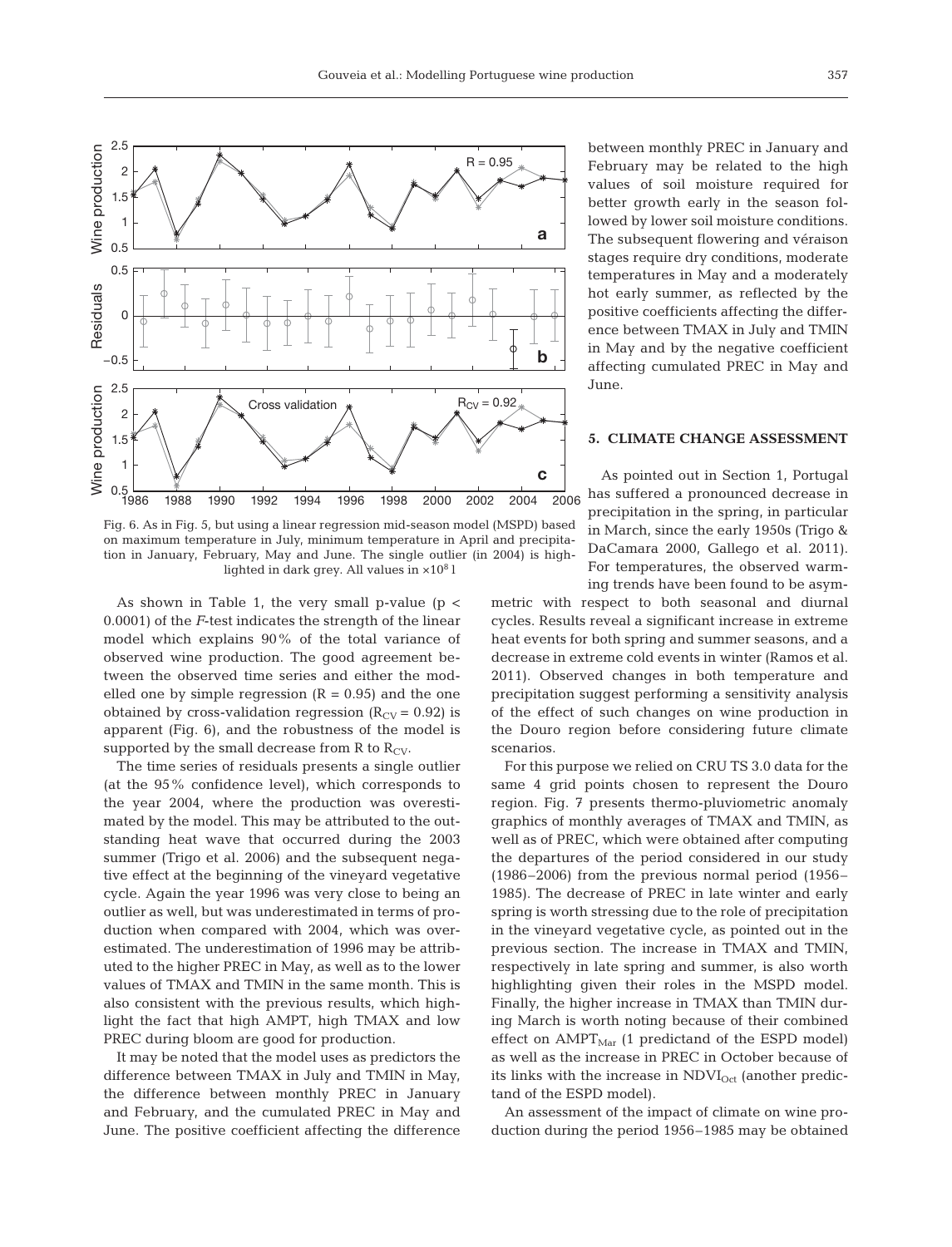Fig. 6. As in Fig. 5, but using a linear regression mid-season model (MSPD) based on maximum temperature in July, minimum temperature in April and precipitation in January, February, May and June. The single outlier (in 2004) is highlighted in dark grey. All values in $\times 10^8$ l

As shown in Table 1, the very small p-value ($p < 0.0001$) of the *F*-test indicates the strength of the linear model which explains 90% of the total variance of observed wine production. The good agreement between the observed time series and either the modelled one by simple regression ($R = 0.95$) and the one obtained by cross-validation regression ($R_{CV} = 0.92$) is apparent (Fig. 6), and the robustness of the model is supported by the small decrease from R to $R_{CV}$.

The time series of residuals presents a single outlier (at the 95% confidence level), which corresponds to the year 2004, where the production was overestimated by the model. This may be attributed to the outstanding heat wave that occurred during the 2003 summer (Trigo et al. 2006) and the subsequent negative effect at the beginning of the vineyard vegetative cycle. Again the year 1996 was very close to being an outlier as well, but was underestimated in terms of production when compared with 2004, which was overestimated. The underestimation of 1996 may be attributed to the higher PREC in May, as well as to the lower values of TMAX and TMIN in the same month. This is also consistent with the previous results, which highlight the fact that high AMPT, high TMAX and low PREC during bloom are good for production.

It may be noted that the model uses as predictors the difference between TMAX in July and TMIN in May, the difference between monthly PREC in January and February, and the cumulated PREC in May and June. The positive coefficient affecting the difference between monthly PREC in January and February may be related to the high values of soil moisture required for better growth early in the season followed by lower soil moisture conditions. The subsequent flowering and véraison stages require dry conditions, moderate temperatures in May and a moderately hot early summer, as reflected by the positive coefficients affecting the difference between TMAX in July and TMIN in May and by the negative coefficient affecting cumulated PREC in May and June.

## 5. CLIMATE CHANGE ASSESSMENT

As pointed out in Section 1, Portugal has suffered a pronounced decrease in precipitation in the spring, in particular in March, since the early 1950s (Trigo & DaCamara 2000, Gallego et al. 2011). For temperatures, the observed warming trends have been found to be asymmetric with respect to both seasonal and diurnal cycles. Results reveal a significant increase in extreme heat events for both spring and summer seasons, and a decrease in extreme cold events in winter (Ramos et al. 2011). Observed changes in both temperature and precipitation suggest performing a sensitivity analysis of the effect of such changes on wine production in the Douro region before considering future climate scenarios.

For this purpose we relied on CRU TS 3.0 data for the same 4 grid points chosen to represent the Douro region. Fig. 7 presents thermo-pluviometric anomaly graphics of monthly averages of TMAX and TMIN, as well as of PREC, which were obtained after computing the departures of the period considered in our study (1986–2006) from the previous normal period (1956–1985). The decrease of PREC in late winter and early spring is worth stressing due to the role of precipitation in the vineyard vegetative cycle, as pointed out in the previous section. The increase in TMAX and TMIN, respectively in late spring and summer, is also worth highlighting given their roles in the MSPD model. Finally, the higher increase in TMAX than TMIN during March is worth noting because of their combined effect on $AMPT_{Mar}$ (1 predictand of the ESPD model) as well as the increase in PREC in October because of its links with the increase in $NDVI_{Oct}$ (another predictand of the ESPD model).

An assessment of the impact of climate on wine production during the period 1956–1985 may be obtained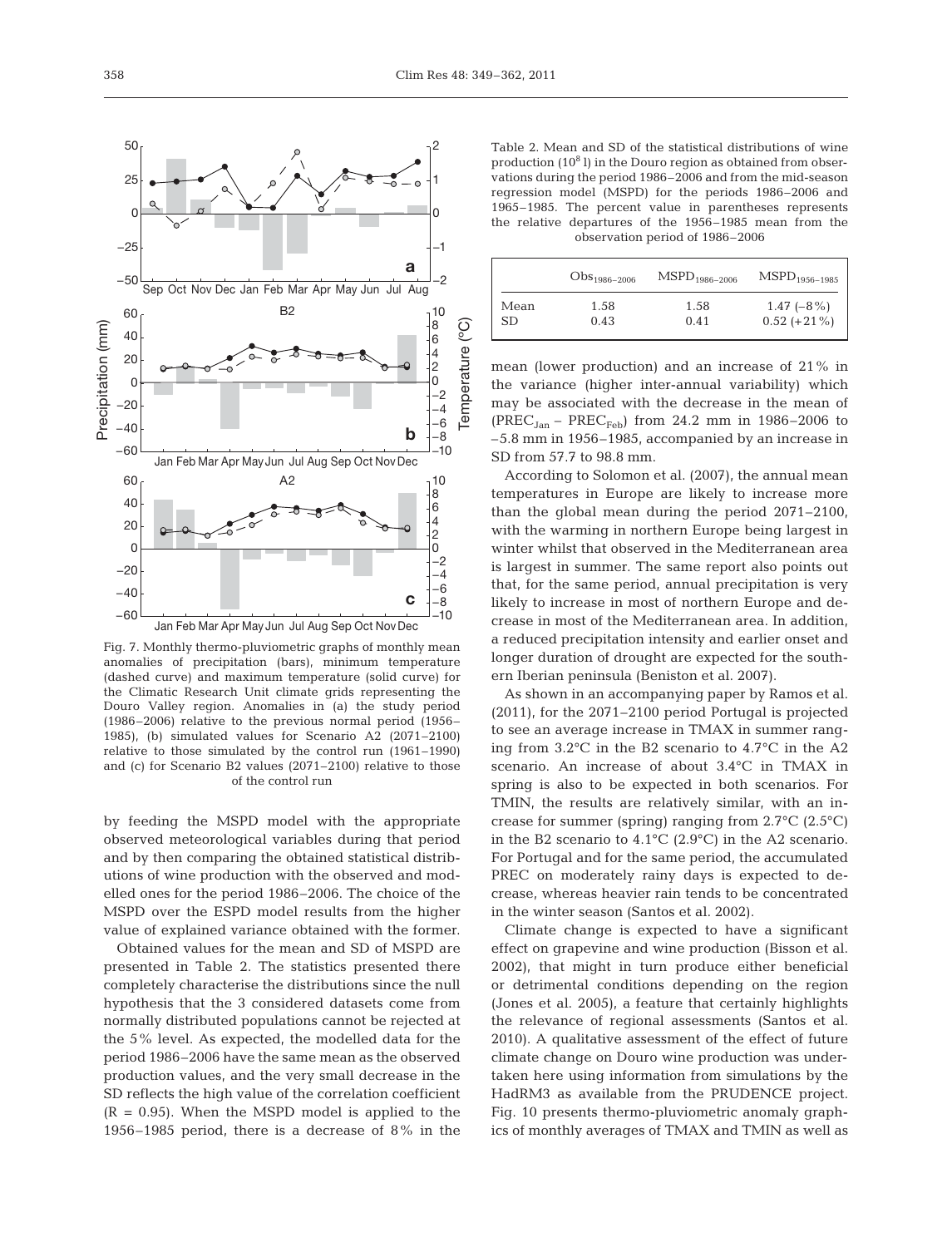Fig. 7. Monthly thermo-pluviometric graphs of monthly mean anomalies of precipitation (bars), minimum temperature (dashed curve) and maximum temperature (solid curve) for the Climatic Research Unit climate grids representing the Douro Valley region. Anomalies in (a) the study period (1986–2006) relative to the previous normal period (1956–1985), (b) simulated values for Scenario A2 (2071–2100) relative to those simulated by the control run (1961–1990) and (c) for Scenario B2 values (2071–2100) relative to those of the control run

by feeding the MSPD model with the appropriate observed meteorological variables during that period and by then comparing the obtained statistical distributions of wine production with the observed and modelled ones for the period 1986–2006. The choice of the MSPD over the ESPD model results from the higher value of explained variance obtained with the former.

Obtained values for the mean and SD of MSPD are presented in Table 2. The statistics presented there completely characterise the distributions since the null hypothesis that the 3 considered datasets come from normally distributed populations cannot be rejected at the 5% level. As expected, the modelled data for the period 1986–2006 have the same mean as the observed production values, and the very small decrease in the SD reflects the high value of the correlation coefficient ($R = 0.95$). When the MSPD model is applied to the 1956–1985 period, there is a decrease of 8% in the mean (lower production) and an increase of 21% in the variance (higher inter-annual variability) which may be associated with the decrease in the mean of ($PREC_{Jan} - PREC_{Feb}$) from 24.2 mm in 1986–2006 to –5.8 mm in 1956–1985, accompanied by an increase in SD from 57.7 to 98.8 mm.

Table 2. Mean and SD of the statistical distributions of wine production ($10^8$ l) in the Douro region as obtained from observations during the period 1986–2006 and from the mid-season regression model (MSPD) for the periods 1986–2006 and 1965–1985. The percent value in parentheses represents the relative departures of the 1956–1985 mean from the observation period of 1986–2006

| | $Obs_{1986-2006}$ | $MSPD_{1986-2006}$ | $MSPD_{1956-1985}$ |
|---|---|---|---|
| Mean | 1.58 | 1.58 | 1.47 (–8%) |
| SD | 0.43 | 0.41 | 0.52 (+21%) |

According to Solomon et al. (2007), the annual mean temperatures in Europe are likely to increase more than the global mean during the period 2071–2100, with the warming in northern Europe being largest in winter whilst that observed in the Mediterranean area is largest in summer. The same report also points out that, for the same period, annual precipitation is very likely to increase in most of northern Europe and decrease in most of the Mediterranean area. In addition, a reduced precipitation intensity and earlier onset and longer duration of drought are expected for the southern Iberian peninsula (Beniston et al. 2007).

As shown in an accompanying paper by Ramos et al. (2011), for the 2071–2100 period Portugal is projected to see an average increase in TMAX in summer ranging from 3.2°C in the B2 scenario to 4.7°C in the A2 scenario. An increase of about 3.4°C in TMAX in spring is also to be expected in both scenarios. For TMIN, the results are relatively similar, with an increase for summer (spring) ranging from 2.7°C (2.5°C) in the B2 scenario to 4.1°C (2.9°C) in the A2 scenario. For Portugal and for the same period, the accumulated PREC on moderately rainy days is expected to decrease, whereas heavier rain tends to be concentrated in the winter season (Santos et al. 2002).

Climate change is expected to have a significant effect on grapevine and wine production (Bisson et al. 2002), that might in turn produce either beneficial or detrimental conditions depending on the region (Jones et al. 2005), a feature that certainly highlights the relevance of regional assessments (Santos et al. 2010). A qualitative assessment of the effect of future climate change on Douro wine production was undertaken here using information from simulations by the HadRM3 as available from the PRUDENCE project. Fig. 10 presents thermo-pluviometric anomaly graphics of monthly averages of TMAX and TMIN as well as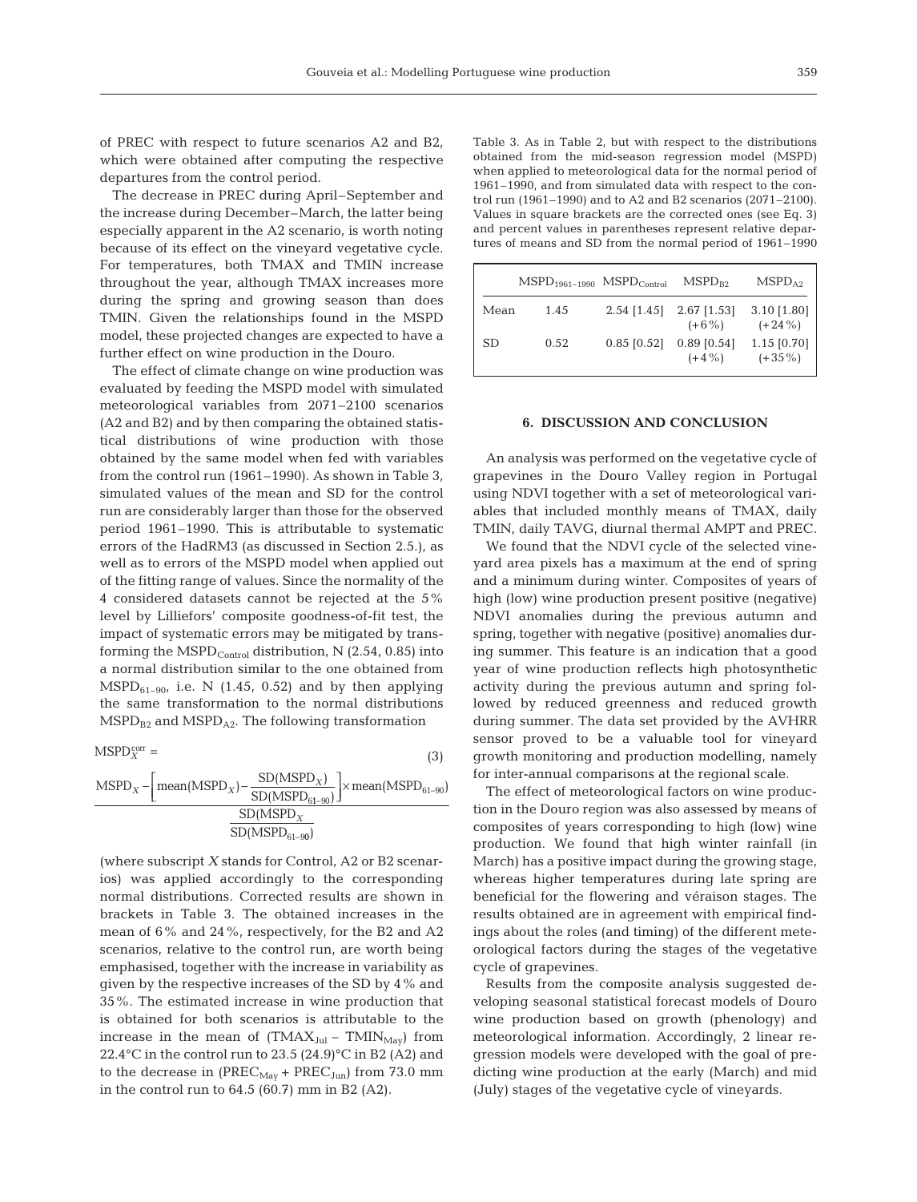of PREC with respect to future scenarios A2 and B2, which were obtained after computing the respective departures from the control period.

The decrease in PREC during April–September and the increase during December–March, the latter being especially apparent in the A2 scenario, is worth noting because of its effect on the vineyard vegetative cycle. For temperatures, both TMAX and TMIN increase throughout the year, although TMAX increases more during the spring and growing season than does TMIN. Given the relationships found in the MSPD model, these projected changes are expected to have a further effect on wine production in the Douro.

The effect of climate change on wine production was evaluated by feeding the MSPD model with simulated meteorological variables from 2071–2100 scenarios (A2 and B2) and by then comparing the obtained statistical distributions of wine production with those obtained by the same model when fed with variables from the control run (1961–1990). As shown in Table 3, simulated values of the mean and SD for the control run are considerably larger than those for the observed period 1961–1990. This is attributable to systematic errors of the HadRM3 (as discussed in Section 2.5.), as well as to errors of the MSPD model when applied out of the fitting range of values. Since the normality of the 4 considered datasets cannot be rejected at the 5% level by Lilliefors' composite goodness-of-fit test, the impact of systematic errors may be mitigated by transforming the $MSPD_{Control}$ distribution, N (2.54, 0.85) into a normal distribution similar to the one obtained from $MSPD_{61–90}$, i.e. N (1.45, 0.52) and by then applying the same transformation to the normal distributions $MSPD_{B2}$ and $MSPD_{A2}$. The following transformation

$$MSPD_X^{corr} = \frac{MSPD_X - \left[\mathrm{mean}(MSPD_X) - \frac{SD(MSPD_X)}{SD(MSPD_{61-90})}\right] \times \mathrm{mean}(MSPD_{61-90})}{\frac{SD(MSPD_X}{SD(MSPD_{61-90})}} \quad (3)$$

(where subscript $X$ stands for Control, A2 or B2 scenarios) was applied accordingly to the corresponding normal distributions. Corrected results are shown in brackets in Table 3. The obtained increases in the mean of 6% and 24%, respectively, for the B2 and A2 scenarios, relative to the control run, are worth being emphasised, together with the increase in variability as given by the respective increases of the SD by 4% and 35%. The estimated increase in wine production that is obtained for both scenarios is attributable to the increase in the mean of ($TMAX_{Jul}$ – $TMIN_{May}$) from 22.4°C in the control run to 23.5 (24.9)°C in B2 (A2) and to the decrease in ($PREC_{May}$ + $PREC_{Jun}$) from 73.0 mm in the control run to 64.5 (60.7) mm in B2 (A2).

Table 3. As in Table 2, but with respect to the distributions obtained from the mid-season regression model (MSPD) when applied to meteorological data for the normal period of 1961–1990, and from simulated data with respect to the control run (1961–1990) and to A2 and B2 scenarios (2071–2100). Values in square brackets are the corrected ones (see Eq. 3) and percent values in parentheses represent relative departures of means and SD from the normal period of 1961–1990

| | $MSPD_{1961–1990}$ | $MSPD_{Control}$ | $MSPD_{B2}$ | $MSPD_{A2}$ |
|---|---|---|---|---|
| Mean | 1.45 | 2.54 [1.45] | 2.67 [1.53] (+6%) | 3.10 [1.80] (+24%) |
| SD | 0.52 | 0.85 [0.52] | 0.89 [0.54] (+4%) | 1.15 [0.70] (+35%) |

## 6. DISCUSSION AND CONCLUSION

An analysis was performed on the vegetative cycle of grapevines in the Douro Valley region in Portugal using NDVI together with a set of meteorological variables that included monthly means of TMAX, daily TMIN, daily TAVG, diurnal thermal AMPT and PREC.

We found that the NDVI cycle of the selected vineyard area pixels has a maximum at the end of spring and a minimum during winter. Composites of years of high (low) wine production present positive (negative) NDVI anomalies during the previous autumn and spring, together with negative (positive) anomalies during summer. This feature is an indication that a good year of wine production reflects high photosynthetic activity during the previous autumn and spring followed by reduced greenness and reduced growth during summer. The data set provided by the AVHRR sensor proved to be a valuable tool for vineyard growth monitoring and production modelling, namely for inter-annual comparisons at the regional scale.

The effect of meteorological factors on wine production in the Douro region was also assessed by means of composites of years corresponding to high (low) wine production. We found that high winter rainfall (in March) has a positive impact during the growing stage, whereas higher temperatures during late spring are beneficial for the flowering and véraison stages. The results obtained are in agreement with empirical findings about the roles (and timing) of the different meteorological factors during the stages of the vegetative cycle of grapevines.

Results from the composite analysis suggested developing seasonal statistical forecast models of Douro wine production based on growth (phenology) and meteorological information. Accordingly, 2 linear regression models were developed with the goal of predicting wine production at the early (March) and mid (July) stages of the vegetative cycle of vineyards.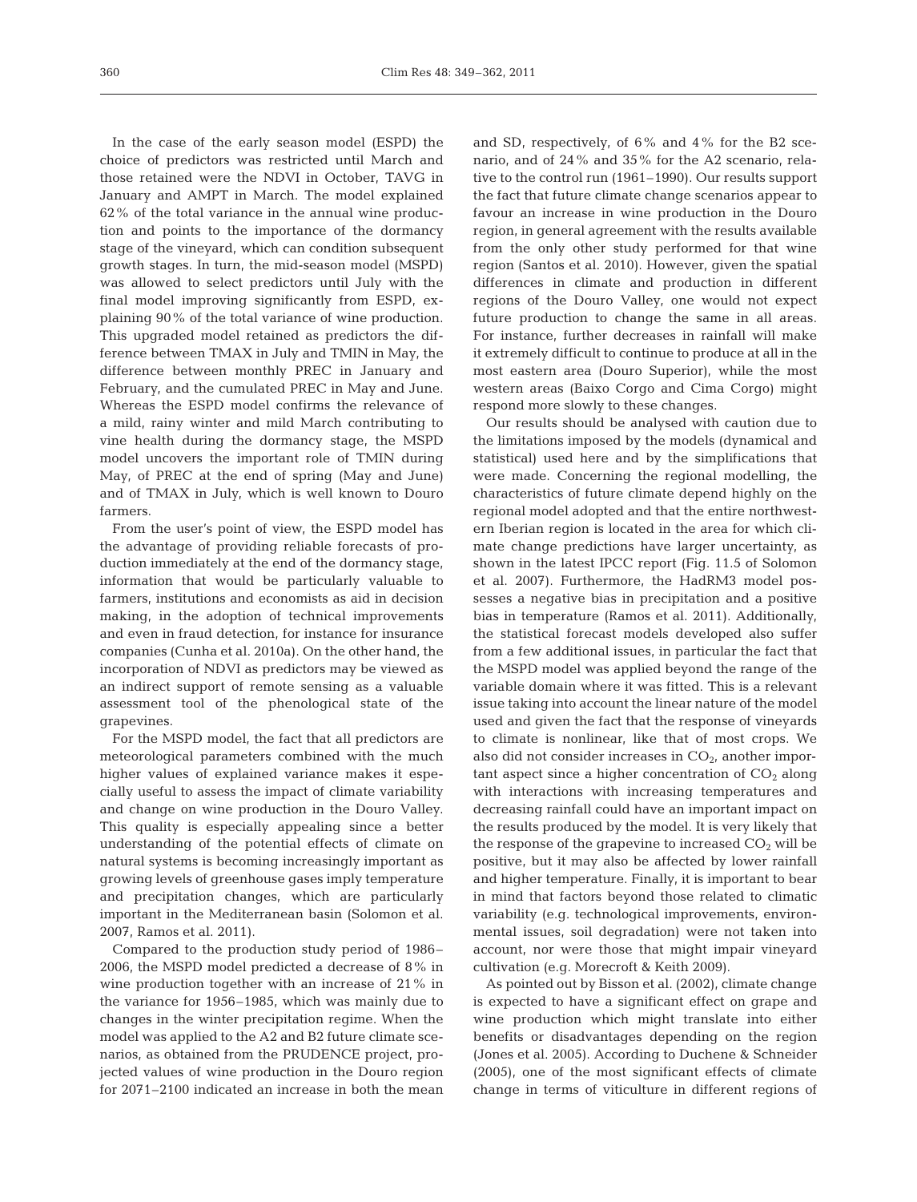In the case of the early season model (ESPD) the choice of predictors was restricted until March and those retained were the NDVI in October, TAVG in January and AMPT in March. The model explained 62% of the total variance in the annual wine production and points to the importance of the dormancy stage of the vineyard, which can condition subsequent growth stages. In turn, the mid-season model (MSPD) was allowed to select predictors until July with the final model improving significantly from ESPD, explaining 90% of the total variance of wine production. This upgraded model retained as predictors the difference between TMAX in July and TMIN in May, the difference between monthly PREC in January and February, and the cumulated PREC in May and June. Whereas the ESPD model confirms the relevance of a mild, rainy winter and mild March contributing to vine health during the dormancy stage, the MSPD model uncovers the important role of TMIN during May, of PREC at the end of spring (May and June) and of TMAX in July, which is well known to Douro farmers.

From the user's point of view, the ESPD model has the advantage of providing reliable forecasts of production immediately at the end of the dormancy stage, information that would be particularly valuable to farmers, institutions and economists as aid in decision making, in the adoption of technical improvements and even in fraud detection, for instance for insurance companies (Cunha et al. 2010a). On the other hand, the incorporation of NDVI as predictors may be viewed as an indirect support of remote sensing as a valuable assessment tool of the phenological state of the grapevines.

For the MSPD model, the fact that all predictors are meteorological parameters combined with the much higher values of explained variance makes it especially useful to assess the impact of climate variability and change on wine production in the Douro Valley. This quality is especially appealing since a better understanding of the potential effects of climate on natural systems is becoming increasingly important as growing levels of greenhouse gases imply temperature and precipitation changes, which are particularly important in the Mediterranean basin (Solomon et al. 2007, Ramos et al. 2011).

Compared to the production study period of 1986–2006, the MSPD model predicted a decrease of 8% in wine production together with an increase of 21% in the variance for 1956–1985, which was mainly due to changes in the winter precipitation regime. When the model was applied to the A2 and B2 future climate scenarios, as obtained from the PRUDENCE project, projected values of wine production in the Douro region for 2071–2100 indicated an increase in both the mean and SD, respectively, of 6% and 4% for the B2 scenario, and of 24% and 35% for the A2 scenario, relative to the control run (1961–1990). Our results support the fact that future climate change scenarios appear to favour an increase in wine production in the Douro region, in general agreement with the results available from the only other study performed for that wine region (Santos et al. 2010). However, given the spatial differences in climate and production in different regions of the Douro Valley, one would not expect future production to change the same in all areas. For instance, further decreases in rainfall will make it extremely difficult to continue to produce at all in the most eastern area (Douro Superior), while the most western areas (Baixo Corgo and Cima Corgo) might respond more slowly to these changes.

Our results should be analysed with caution due to the limitations imposed by the models (dynamical and statistical) used here and by the simplifications that were made. Concerning the regional modelling, the characteristics of future climate depend highly on the regional model adopted and that the entire northwestern Iberian region is located in the area for which climate change predictions have larger uncertainty, as shown in the latest IPCC report (Fig. 11.5 of Solomon et al. 2007). Furthermore, the HadRM3 model possesses a negative bias in precipitation and a positive bias in temperature (Ramos et al. 2011). Additionally, the statistical forecast models developed also suffer from a few additional issues, in particular the fact that the MSPD model was applied beyond the range of the variable domain where it was fitted. This is a relevant issue taking into account the linear nature of the model used and given the fact that the response of vineyards to climate is nonlinear, like that of most crops. We also did not consider increases in $CO_2$, another important aspect since a higher concentration of $CO_2$ along with interactions with increasing temperatures and decreasing rainfall could have an important impact on the results produced by the model. It is very likely that the response of the grapevine to increased $CO_2$ will be positive, but it may also be affected by lower rainfall and higher temperature. Finally, it is important to bear in mind that factors beyond those related to climatic variability (e.g. technological improvements, environmental issues, soil degradation) were not taken into account, nor were those that might impair vineyard cultivation (e.g. Morecroft & Keith 2009).

As pointed out by Bisson et al. (2002), climate change is expected to have a significant effect on grape and wine production which might translate into either benefits or disadvantages depending on the region (Jones et al. 2005). According to Duchene & Schneider (2005), one of the most significant effects of climate change in terms of viticulture in different regions of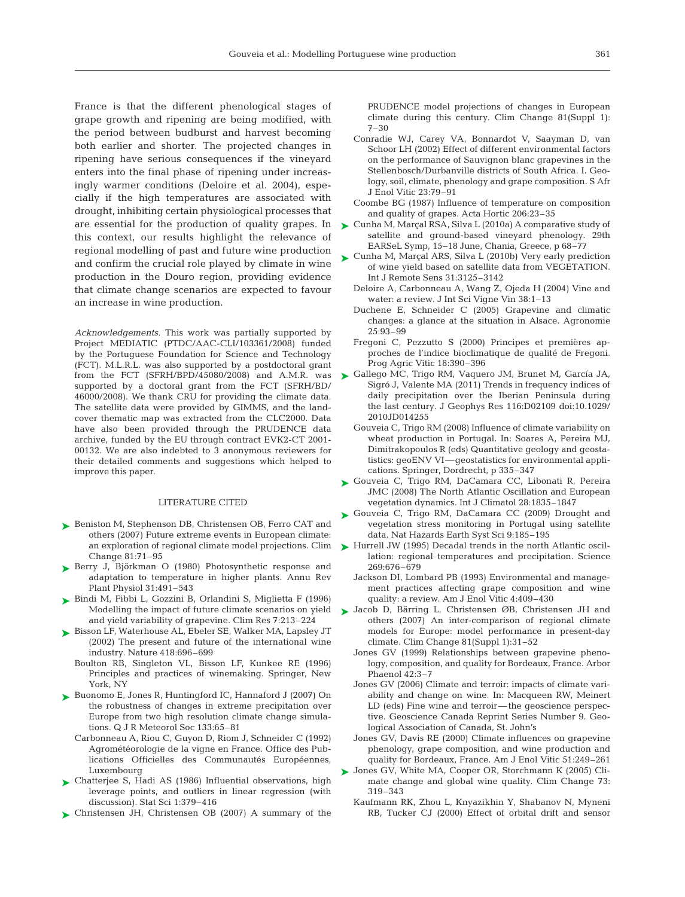France is that the different phenological stages of grape growth and ripening are being modified, with the period between budburst and harvest becoming both earlier and shorter. The projected changes in ripening have serious consequences if the vineyard enters into the final phase of ripening under increasingly warmer conditions (Deloire et al. 2004), especially if the high temperatures are associated with drought, inhibiting certain physiological processes that are essential for the production of quality grapes. In this context, our results highlight the relevance of regional modelling of past and future wine production and confirm the crucial role played by climate in wine production in the Douro region, providing evidence that climate change scenarios are expected to favour an increase in wine production.

*Acknowledgements*. This work was partially supported by Project MEDIATIC (PTDC/AAC-CLI/103361/2008) funded by the Portuguese Foundation for Science and Technology (FCT). M.L.R.L. was also supported by a postdoctoral grant from the FCT (SFRH/BPD/45080/2008) and A.M.R. was supported by a doctoral grant from the FCT (SFRH/BD/46000/2008). We thank CRU for providing the climate data. The satellite data were provided by GIMMS, and the land-cover thematic map was extracted from the CLC2000. Data have also been provided through the PRUDENCE data archive, funded by the EU through contract EVK2-CT 2001-00132. We are also indebted to 3 anonymous reviewers for their detailed comments and suggestions which helped to improve this paper.

## LITERATURE CITED

- Beniston M, Stephenson DB, Christensen OB, Ferro CAT and others (2007) Future extreme events in European climate: an exploration of regional climate model projections. Clim Change 81:71–95
- Berry J, Björkman O (1980) Photosynthetic response and adaptation to temperature in higher plants. Annu Rev Plant Physiol 31:491–543
- Bindi M, Fibbi L, Gozzini B, Orlandini S, Miglietta F (1996) Modelling the impact of future climate scenarios on yield and yield variability of grapevine. Clim Res 7:213–224
- Bisson LF, Waterhouse AL, Ebeler SE, Walker MA, Lapsley JT (2002) The present and future of the international wine industry. Nature 418:696–699
- Boulton RB, Singleton VL, Bisson LF, Kunkee RE (1996) Principles and practices of winemaking. Springer, New York, NY
- Buonomo E, Jones R, Huntingford IC, Hannaford J (2007) On the robustness of changes in extreme precipitation over Europe from two high resolution climate change simulations. Q J R Meteorol Soc 133:65–81
- Carbonneau A, Riou C, Guyon D, Riom J, Schneider C (1992) Agrométéorologie de la vigne en France. Office des Publications Officielles des Communautés Européennes, Luxembourg
- Chatterjee S, Hadi AS (1986) Influential observations, high leverage points, and outliers in linear regression (with discussion). Stat Sci 1:379–416
- Christensen JH, Christensen OB (2007) A summary of the PRUDENCE model projections of changes in European climate during this century. Clim Change 81(Suppl 1): 7–30
- Conradie WJ, Carey VA, Bonnardot V, Saayman D, van Schoor LH (2002) Effect of different environmental factors on the performance of Sauvignon blanc grapevines in the Stellenbosch/Durbanville districts of South Africa. I. Geology, soil, climate, phenology and grape composition. S Afr J Enol Vitic 23:79–91
- Coombe BG (1987) Influence of temperature on composition and quality of grapes. Acta Hortic 206:23–35
- Cunha M, Marçal RSA, Silva L (2010a) A comparative study of satellite and ground-based vineyard phenology. 29th EARSeL Symp, 15–18 June, Chania, Greece, p 68–77
- Cunha M, Marçal ARS, Silva L (2010b) Very early prediction of wine yield based on satellite data from VEGETATION. Int J Remote Sens 31:3125–3142
- Deloire A, Carbonneau A, Wang Z, Ojeda H (2004) Vine and water: a review. J Int Sci Vigne Vin 38:1–13
- Duchene E, Schneider C (2005) Grapevine and climatic changes: a glance at the situation in Alsace. Agronomie 25:93–99
- Fregoni C, Pezzutto S (2000) Principes et premières approches de l'indice bioclimatique de qualité de Fregoni. Prog Agric Vitic 18:390–396
- Gallego MC, Trigo RM, Vaquero JM, Brunet M, García JA, Sigró J, Valente MA (2011) Trends in frequency indices of daily precipitation over the Iberian Peninsula during the last century. J Geophys Res 116:D02109 doi:10.1029/2010JD014255
- Gouveia C, Trigo RM (2008) Influence of climate variability on wheat production in Portugal. In: Soares A, Pereira MJ, Dimitrakopoulos R (eds) Quantitative geology and geostatistics: geoENV VI—geostatistics for environmental applications. Springer, Dordrecht, p 335–347
- Gouveia C, Trigo RM, DaCamara CC, Libonati R, Pereira JMC (2008) The North Atlantic Oscillation and European vegetation dynamics. Int J Climatol 28:1835–1847
- Gouveia C, Trigo RM, DaCamara CC (2009) Drought and vegetation stress monitoring in Portugal using satellite data. Nat Hazards Earth Syst Sci 9:185–195
- Hurrell JW (1995) Decadal trends in the north Atlantic oscillation: regional temperatures and precipitation. Science 269:676–679
- Jackson DI, Lombard PB (1993) Environmental and management practices affecting grape composition and wine quality: a review. Am J Enol Vitic 4:409–430
- Jacob D, Bärring L, Christensen ØB, Christensen JH and others (2007) An inter-comparison of regional climate models for Europe: model performance in present-day climate. Clim Change 81(Suppl 1):31–52
- Jones GV (1999) Relationships between grapevine phenology, composition, and quality for Bordeaux, France. Arbor Phaenol 42:3–7
- Jones GV (2006) Climate and terroir: impacts of climate variability and change on wine. In: Macqueen RW, Meinert LD (eds) Fine wine and terroir—the geoscience perspective. Geoscience Canada Reprint Series Number 9. Geological Association of Canada, St. John's
- Jones GV, Davis RE (2000) Climate influences on grapevine phenology, grape composition, and wine production and quality for Bordeaux, France. Am J Enol Vitic 51:249–261
- Jones GV, White MA, Cooper OR, Storchmann K (2005) Climate change and global wine quality. Clim Change 73: 319–343
- Kaufmann RK, Zhou L, Knyazikhin Y, Shabanov N, Myneni RB, Tucker CJ (2000) Effect of orbital drift and sensor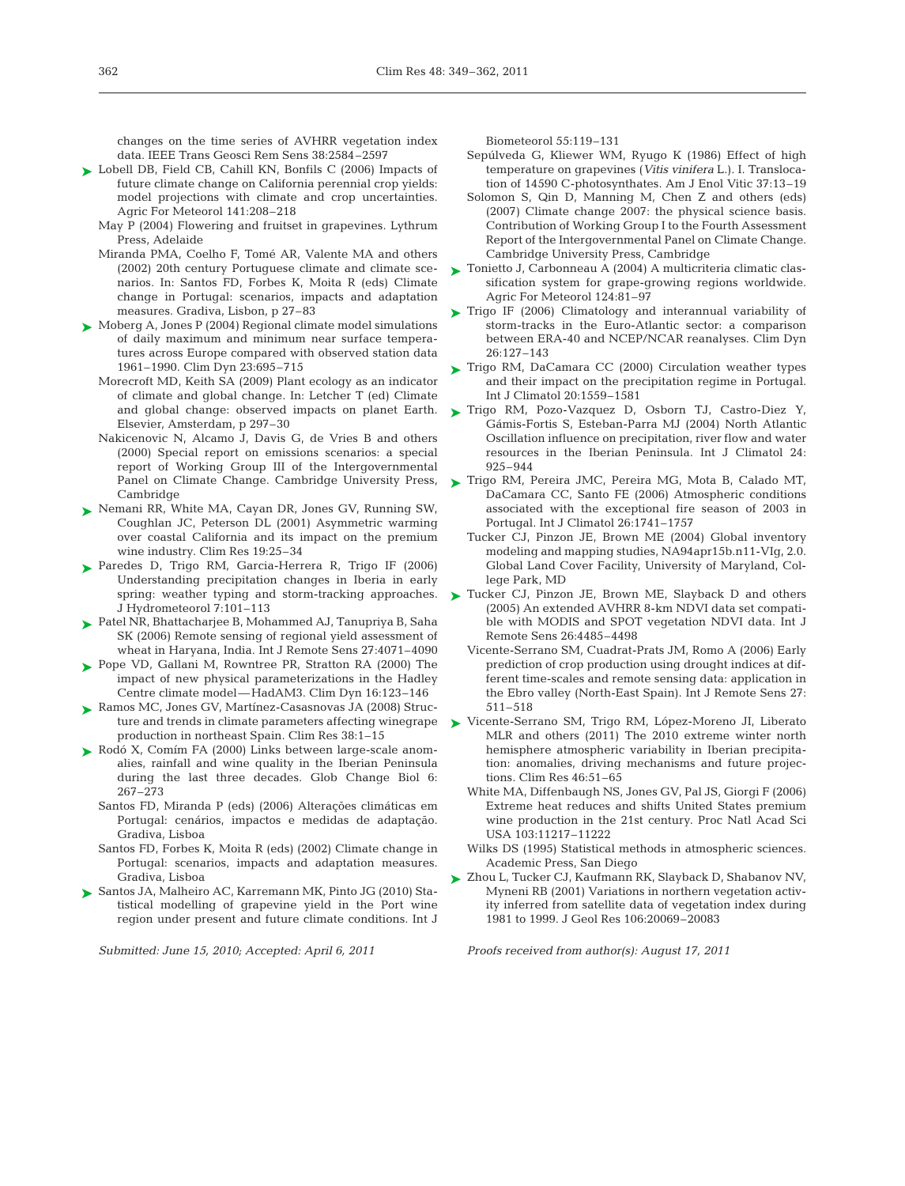changes on the time series of AVHRR vegetation index data. IEEE Trans Geosci Rem Sens 38:2584–2597

Lobell DB, Field CB, Cahill KN, Bonfils C (2006) Impacts of future climate change on California perennial crop yields: model projections with climate and crop uncertainties. Agric For Meteorol 141:208–218

May P (2004) Flowering and fruitset in grapevines. Lythrum Press, Adelaide

Miranda PMA, Coelho F, Tomé AR, Valente MA and others (2002) 20th century Portuguese climate and climate scenarios. In: Santos FD, Forbes K, Moita R (eds) Climate change in Portugal: scenarios, impacts and adaptation measures. Gradiva, Lisbon, p 27–83

Moberg A, Jones P (2004) Regional climate model simulations of daily maximum and minimum near surface temperatures across Europe compared with observed station data 1961–1990. Clim Dyn 23:695–715

Morecroft MD, Keith SA (2009) Plant ecology as an indicator of climate and global change. In: Letcher T (ed) Climate and global change: observed impacts on planet Earth. Elsevier, Amsterdam, p 297–30

Nakicenovic N, Alcamo J, Davis G, de Vries B and others (2000) Special report on emissions scenarios: a special report of Working Group III of the Intergovernmental Panel on Climate Change. Cambridge University Press, Cambridge

Nemani RR, White MA, Cayan DR, Jones GV, Running SW, Coughlan JC, Peterson DL (2001) Asymmetric warming over coastal California and its impact on the premium wine industry. Clim Res 19:25–34

Paredes D, Trigo RM, Garcia-Herrera R, Trigo IF (2006) Understanding precipitation changes in Iberia in early spring: weather typing and storm-tracking approaches. J Hydrometeorol 7:101–113

Patel NR, Bhattacharjee B, Mohammed AJ, Tanupriya B, Saha SK (2006) Remote sensing of regional yield assessment of wheat in Haryana, India. Int J Remote Sens 27:4071–4090

Pope VD, Gallani M, Rowntree PR, Stratton RA (2000) The impact of new physical parameterizations in the Hadley Centre climate model — HadAM3. Clim Dyn 16:123–146

Ramos MC, Jones GV, Martínez-Casasnovas JA (2008) Structure and trends in climate parameters affecting winegrape production in northeast Spain. Clim Res 38:1–15

Rodó X, Comím FA (2000) Links between large-scale anomalies, rainfall and wine quality in the Iberian Peninsula during the last three decades. Glob Change Biol 6:267–273

Santos FD, Miranda P (eds) (2006) Alterações climáticas em Portugal: cenários, impactos e medidas de adaptação. Gradiva, Lisboa

Santos FD, Forbes K, Moita R (eds) (2002) Climate change in Portugal: scenarios, impacts and adaptation measures. Gradiva, Lisboa

Santos JA, Malheiro AC, Karremann MK, Pinto JG (2010) Statistical modelling of grapevine yield in the Port wine region under present and future climate conditions. Int J Biometeorol 55:119–131

Sepúlveda G, Kliewer WM, Ryugo K (1986) Effect of high temperature on grapevines (*Vitis vinifera* L.). I. Translocation of 14590 C-photosynthates. Am J Enol Vitic 37:13–19

Solomon S, Qin D, Manning M, Chen Z and others (eds) (2007) Climate change 2007: the physical science basis. Contribution of Working Group I to the Fourth Assessment Report of the Intergovernmental Panel on Climate Change. Cambridge University Press, Cambridge

Tonietto J, Carbonneau A (2004) A multicriteria climatic classification system for grape-growing regions worldwide. Agric For Meteorol 124:81–97

Trigo IF (2006) Climatology and interannual variability of storm-tracks in the Euro-Atlantic sector: a comparison between ERA-40 and NCEP/NCAR reanalyses. Clim Dyn 26:127–143

Trigo RM, DaCamara CC (2000) Circulation weather types and their impact on the precipitation regime in Portugal. Int J Climatol 20:1559–1581

Trigo RM, Pozo-Vazquez D, Osborn TJ, Castro-Diez Y, Gámis-Fortis S, Esteban-Parra MJ (2004) North Atlantic Oscillation influence on precipitation, river flow and water resources in the Iberian Peninsula. Int J Climatol 24: 925–944

Trigo RM, Pereira JMC, Pereira MG, Mota B, Calado MT, DaCamara CC, Santo FE (2006) Atmospheric conditions associated with the exceptional fire season of 2003 in Portugal. Int J Climatol 26:1741–1757

Tucker CJ, Pinzon JE, Brown ME (2004) Global inventory modeling and mapping studies, NA94apr15b.n11-VIg, 2.0. Global Land Cover Facility, University of Maryland, College Park, MD

Tucker CJ, Pinzon JE, Brown ME, Slayback D and others (2005) An extended AVHRR 8-km NDVI data set compatible with MODIS and SPOT vegetation NDVI data. Int J Remote Sens 26:4485–4498

Vicente-Serrano SM, Cuadrat-Prats JM, Romo A (2006) Early prediction of crop production using drought indices at different time-scales and remote sensing data: application in the Ebro valley (North-East Spain). Int J Remote Sens 27: 511–518

Vicente-Serrano SM, Trigo RM, López-Moreno JI, Liberato MLR and others (2011) The 2010 extreme winter north hemisphere atmospheric variability in Iberian precipitation: anomalies, driving mechanisms and future projections. Clim Res 46:51–65

White MA, Diffenbaugh NS, Jones GV, Pal JS, Giorgi F (2006) Extreme heat reduces and shifts United States premium wine production in the 21st century. Proc Natl Acad Sci USA 103:11217–11222

Wilks DS (1995) Statistical methods in atmospheric sciences. Academic Press, San Diego

Zhou L, Tucker CJ, Kaufmann RK, Slayback D, Shabanov NV, Myneni RB (2001) Variations in northern vegetation activity inferred from satellite data of vegetation index during 1981 to 1999. J Geol Res 106:20069–20083

*Submitted: June 15, 2010; Accepted: April 6, 2011*

*Proofs received from author(s): August 17, 2011*